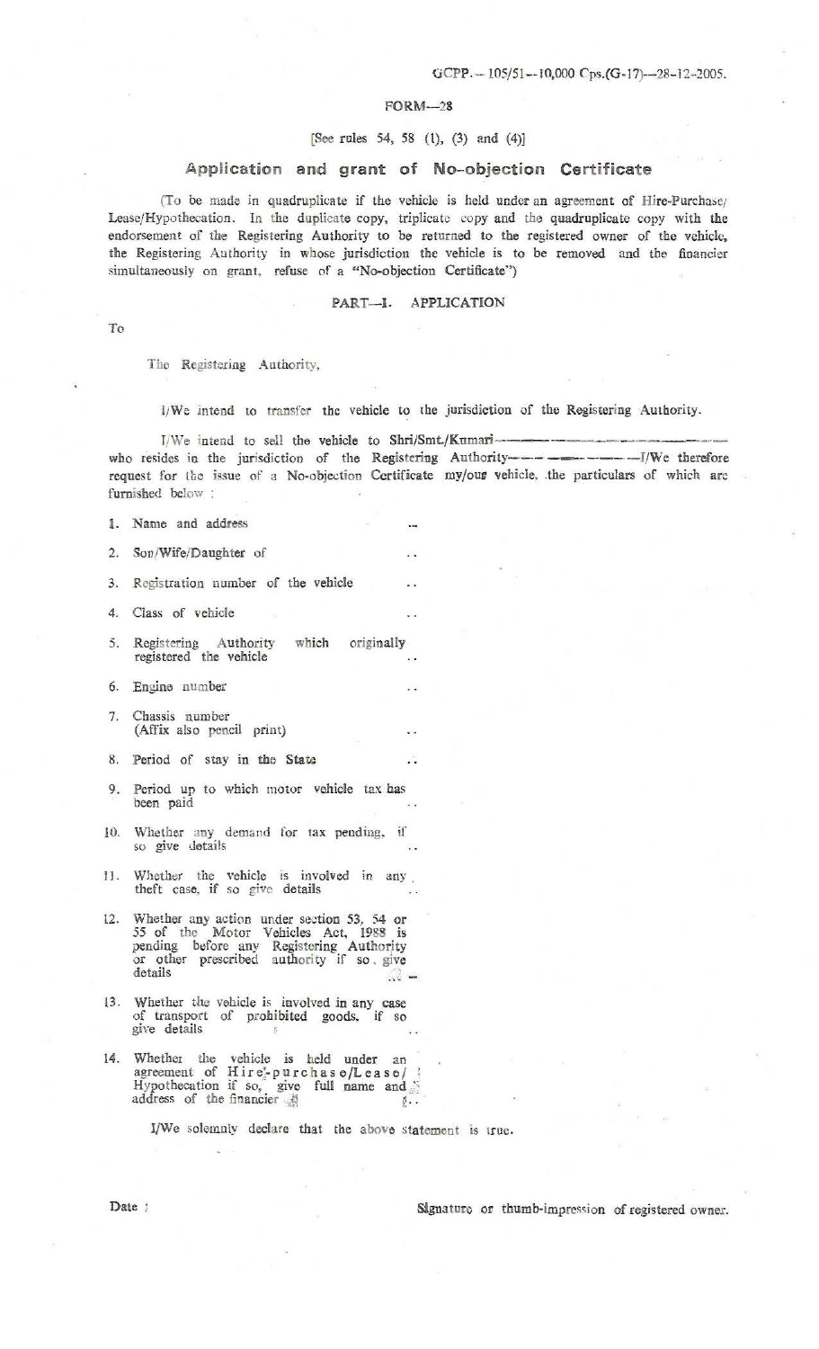GCPP.— 105/51—10,000 Cps.(G-17)—28-12-2005.

# FORM—28

[See rules 54, 58 (1), (3) and (4)]

## Application and grant of No-objection Certificate

(To be made in quadruplicate if the vehicle is held under an agreement of Hire-Purchase/ Lease/Hypothecation. In the duplicate copy, triplicate copy and the quadruplicate copy with the endorsement of the Registering Authority to be returned to the registered owner of the vehicle, the Registering Authority in whose jurisdiction the vehicle is to be removed and the financier simultaneously on grant, refuse of a "No-objection Certificate")

### PART—I. APPLICATION

To

The Registering Authority,

I/We intend to transfer the vehicle to the jurisdiction of the Registering Authority.

I/We intend to sell the vehicle to Shri/Smt./Kumari—————————— who resides in the jurisdiction of the Registering Authority—————I/We therefore request for the issue of a No-objection Certificate my/our vehicle, the particulars of which are furnished below :

1. Name and address ..
2. Son/Wife/Daughter of ..
3. Registration number of the vehicle ..
4. Class of vehicle ..
5. Registering Authority which originally registered the vehicle ..
6. Engine number ..
7. Chassis number (Affix also pencil print) ..
8. Period of stay in the State ..
9. Period up to which motor vehicle tax has been paid ..
10. Whether any demand for tax pending, if so give details ..
11. Whether the vehicle is involved in any theft case, if so give details ..
12. Whether any action under section 53, 54 or 55 of the Motor Vehicles Act, 1988 is pending before any Registering Authority or other prescribed authority if so, give details ..
13. Whether the vehicle is involved in any case of transport of prohibited goods, if so give details ..
14. Whether the vehicle is held under an agreement of Hire-purchase/Lease/ Hypothecation if so, give full name and address of the financier ..

I/We solemnly declare that the above statement is true.

Date : Signature or thumb-impression of registered owner.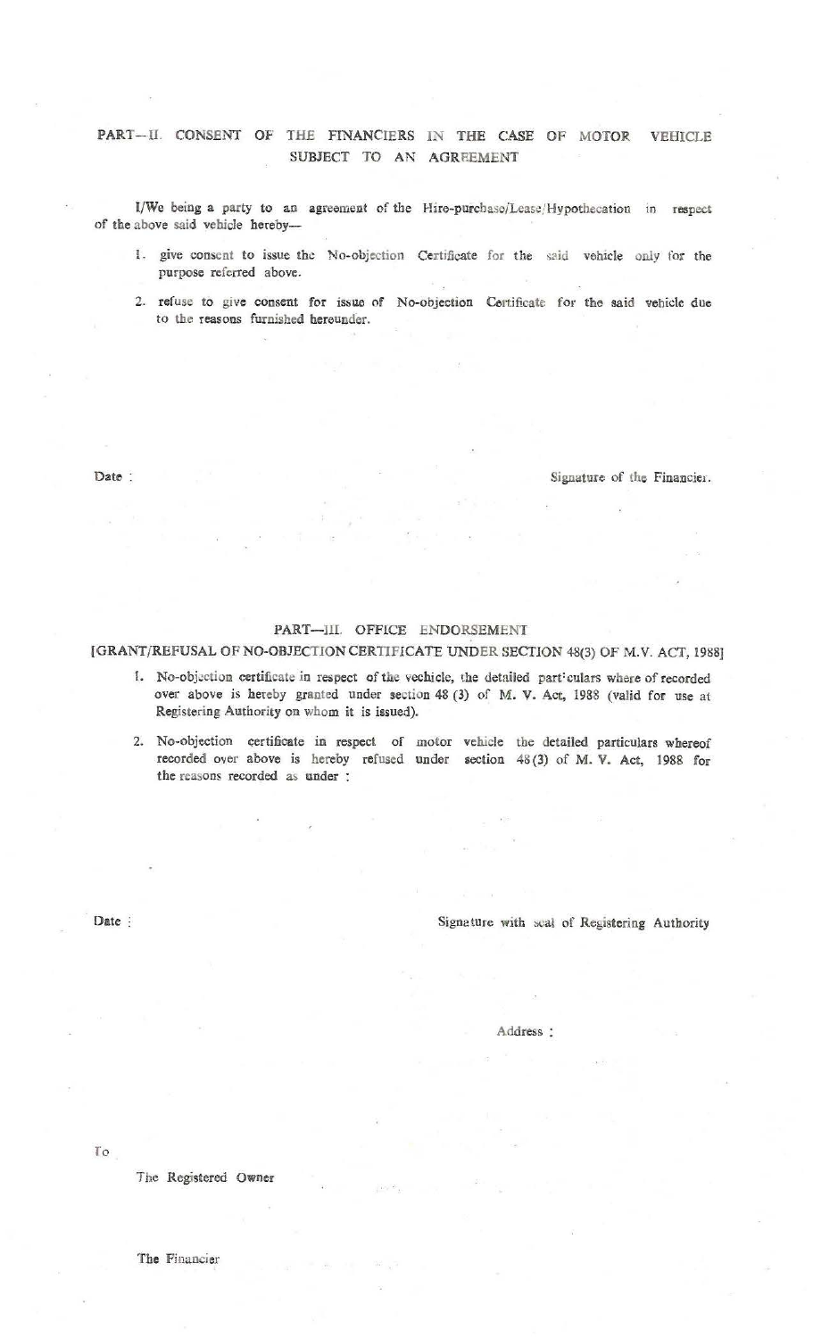## PART—II. CONSENT OF THE FINANCIERS IN THE CASE OF MOTOR VEHICLE SUBJECT TO AN AGREEMENT

I/We being a party to an agreement of the Hire-purchase/Lease/Hypothecation in respect of the above said vehicle hereby—

1. give consent to issue the No-objection Certificate for the said vehicle only for the purpose referred above.
2. refuse to give consent for issue of No-objection Certificate for the said vehicle due to the reasons furnished hereunder.

Date :

Signature of the Financier.

## PART—III. OFFICE ENDORSEMENT

**[GRANT/REFUSAL OF NO-OBJECTION CERTIFICATE UNDER SECTION 48(3) OF M.V. ACT, 1988]**

1. No-objection certificate in respect of the vechicle, the detailed particulars where of recorded over above is hereby granted under section 48 (3) of M. V. Act, 1988 (valid for use at Registering Authority on whom it is issued).
2. No-objection certificate in respect of motor vehicle the detailed particulars whereof recorded over above is hereby refused under section 48 (3) of M. V. Act, 1988 for the reasons recorded as under :

Date :

Signature with seal of Registering Authority

Address :

To

The Registered Owner

The Financier